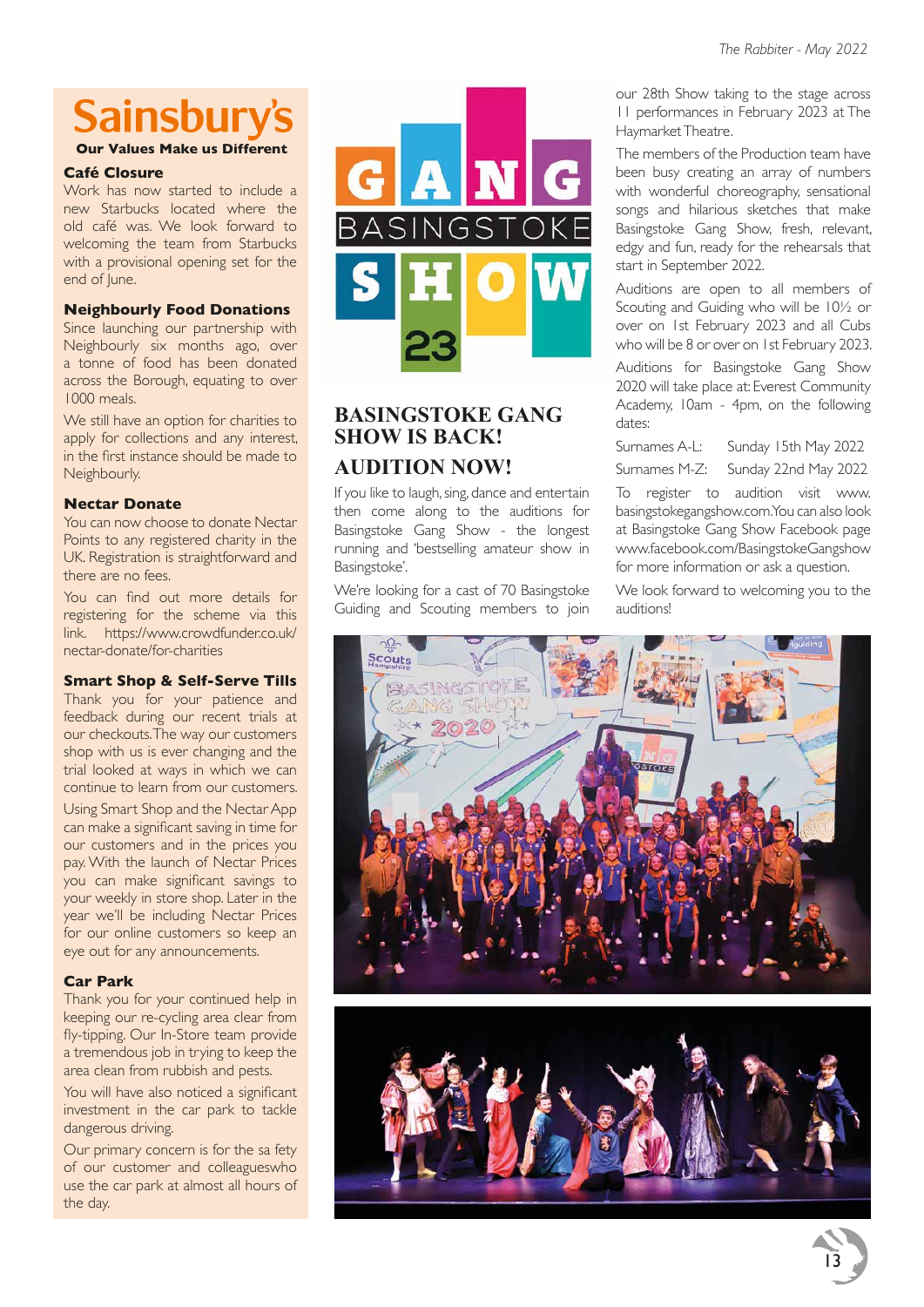# Sainsbury's

**Our Values Make us Different**

### Café Closure

Work has now started to include a new Starbucks located where the old café was. We look forward to welcoming the team from Starbucks with a provisional opening set for the end of June.

### Neighbourly Food Donations

Since launching our partnership with Neighbourly six months ago, over a tonne of food has been donated across the Borough, equating to over 1000 meals.

We still have an option for charities to apply for collections and any interest, in the first instance should be made to Neighbourly.

### Nectar Donate

You can now choose to donate Nectar Points to any registered charity in the UK. Registration is straightforward and there are no fees.

You can find out more details for registering for the scheme via this link. https://www.crowdfunder.co.uk/nectar-donate/for-charities

### Smart Shop & Self-Serve Tills

Thank you for your patience and feedback during our recent trials at our checkouts. The way our customers shop with us is ever changing and the trial looked at ways in which we can continue to learn from our customers.

Using Smart Shop and the Nectar App can make a significant saving in time for our customers and in the prices you pay. With the launch of Nectar Prices you can make significant savings to your weekly in store shop. Later in the year we'll be including Nectar Prices for our online customers so keep an eye out for any announcements.

### Car Park

Thank you for your continued help in keeping our re-cycling area clear from fly-tipping. Our In-Store team provide a tremendous job in trying to keep the area clean from rubbish and pests.

You will have also noticed a significant investment in the car park to tackle dangerous driving.

Our primary concern is for the sa fety of our customer and colleagueswho use the car park at almost all hours of the day.

## BASINGSTOKE GANG SHOW IS BACK!

## AUDITION NOW!

If you like to laugh, sing, dance and entertain then come along to the auditions for Basingstoke Gang Show - the longest running and 'bestselling amateur show in Basingstoke'.

We're looking for a cast of 70 Basingstoke Guiding and Scouting members to join our 28th Show taking to the stage across 11 performances in February 2023 at The Haymarket Theatre.

The members of the Production team have been busy creating an array of numbers with wonderful choreography, sensational songs and hilarious sketches that make Basingstoke Gang Show, fresh, relevant, edgy and fun, ready for the rehearsals that start in September 2022.

Auditions are open to all members of Scouting and Guiding who will be 10½ or over on 1st February 2023 and all Cubs who will be 8 or over on 1st February 2023.

Auditions for Basingstoke Gang Show 2020 will take place at: Everest Community Academy, 10am - 4pm, on the following dates:

Surnames A-L: Sunday 15th May 2022

Surnames M-Z: Sunday 22nd May 2022

To register to audition visit www.basingstokegangshow.com. You can also look at Basingstoke Gang Show Facebook page www.facebook.com/BasingstokeGangshow for more information or ask a question.

We look forward to welcoming you to the auditions!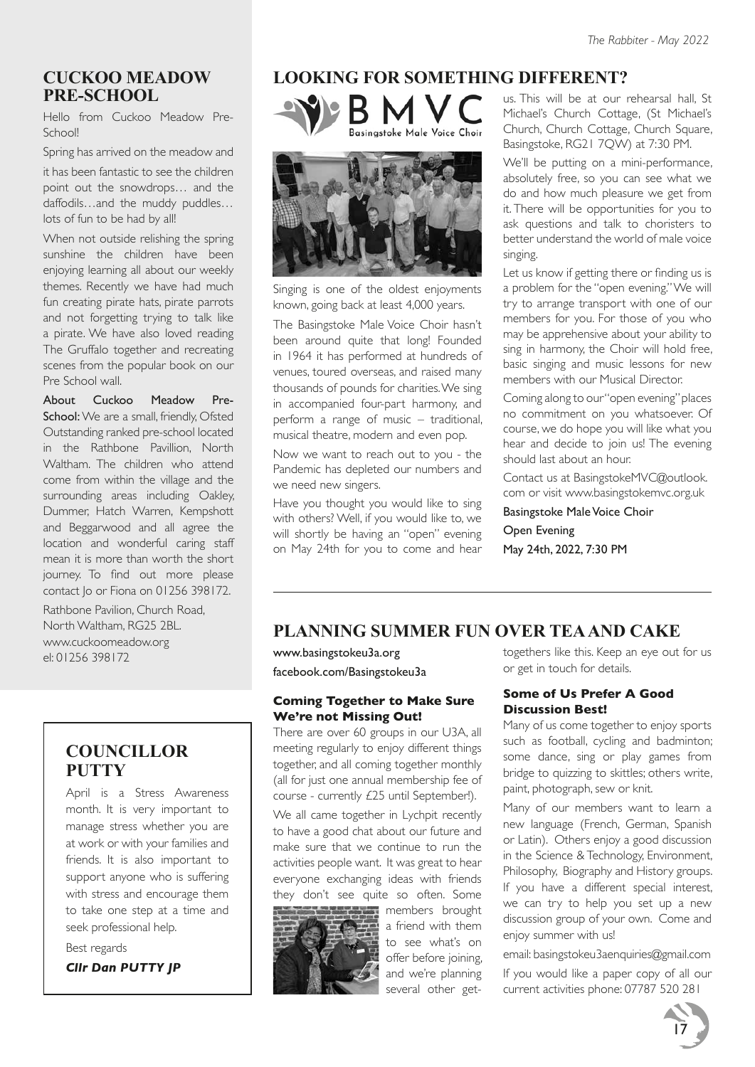## CUCKOO MEADOW PRE-SCHOOL

Hello from Cuckoo Meadow Pre-School!

Spring has arrived on the meadow and it has been fantastic to see the children point out the snowdrops… and the daffodils…and the muddy puddles… lots of fun to be had by all!

When not outside relishing the spring sunshine the children have been enjoying learning all about our weekly themes. Recently we have had much fun creating pirate hats, pirate parrots and not forgetting trying to talk like a pirate. We have also loved reading The Gruffalo together and recreating scenes from the popular book on our Pre School wall.

**About Cuckoo Meadow Pre-School:** We are a small, friendly, Ofsted Outstanding ranked pre-school located in the Rathbone Pavillion, North Waltham. The children who attend come from within the village and the surrounding areas including Oakley, Dummer, Hatch Warren, Kempshott and Beggarwood and all agree the location and wonderful caring staff mean it is more than worth the short journey. To find out more please contact Jo or Fiona on 01256 398172.

Rathbone Pavilion, Church Road,
North Waltham, RG25 2BL.
www.cuckoomeadow.org
el: 01256 398172

## COUNCILLOR PUTTY

April is a Stress Awareness month. It is very important to manage stress whether you are at work or with your families and friends. It is also important to support anyone who is suffering with stress and encourage them to take one step at a time and seek professional help.

Best regards

***Cllr Dan PUTTY JP***

## LOOKING FOR SOMETHING DIFFERENT?

BMVC
Basingstoke Male Voice Choir

Singing is one of the oldest enjoyments known, going back at least 4,000 years.

The Basingstoke Male Voice Choir hasn't been around quite that long! Founded in 1964 it has performed at hundreds of venues, toured overseas, and raised many thousands of pounds for charities. We sing in accompanied four-part harmony, and perform a range of music – traditional, musical theatre, modern and even pop.

Now we want to reach out to you - the Pandemic has depleted our numbers and we need new singers.

Have you thought you would like to sing with others? Well, if you would like to, we will shortly be having an "open" evening on May 24th for you to come and hear us. This will be at our rehearsal hall, St Michael's Church Cottage, (St Michael's Church, Church Cottage, Church Square, Basingstoke, RG21 7QW) at 7:30 PM.

We'll be putting on a mini-performance, absolutely free, so you can see what we do and how much pleasure we get from it. There will be opportunities for you to ask questions and talk to choristers to better understand the world of male voice singing.

Let us know if getting there or finding us is a problem for the "open evening." We will try to arrange transport with one of our members for you. For those of you who may be apprehensive about your ability to sing in harmony, the Choir will hold free, basic singing and music lessons for new members with our Musical Director.

Coming along to our "open evening" places no commitment on you whatsoever. Of course, we do hope you will like what you hear and decide to join us! The evening should last about an hour.

Contact us at BasingstokeMVC@outlook.com or visit www.basingstokemvc.org.uk

Basingstoke Male Voice Choir
Open Evening
May 24th, 2022, 7:30 PM

## PLANNING SUMMER FUN OVER TEA AND CAKE

www.basingstokeu3a.org
facebook.com/Basingstokeu3a

### Coming Together to Make Sure We're not Missing Out!

There are over 60 groups in our U3A, all meeting regularly to enjoy different things together, and all coming together monthly (all for just one annual membership fee of course - currently £25 until September!).

We all came together in Lychpit recently to have a good chat about our future and make sure that we continue to run the activities people want. It was great to hear everyone exchanging ideas with friends they don't see quite so often. Some members brought a friend with them to see what's on offer before joining, and we're planning several other get-togethers like this. Keep an eye out for us or get in touch for details.

### Some of Us Prefer A Good Discussion Best!

Many of us come together to enjoy sports such as football, cycling and badminton; some dance, sing or play games from bridge to quizzing to skittles; others write, paint, photograph, sew or knit.

Many of our members want to learn a new language (French, German, Spanish or Latin). Others enjoy a good discussion in the Science & Technology, Environment, Philosophy, Biography and History groups. If you have a different special interest, we can try to help you set up a new discussion group of your own. Come and enjoy summer with us!

email: basingstokeu3aenquiries@gmail.com

If you would like a paper copy of all our current activities phone: 07787 520 281